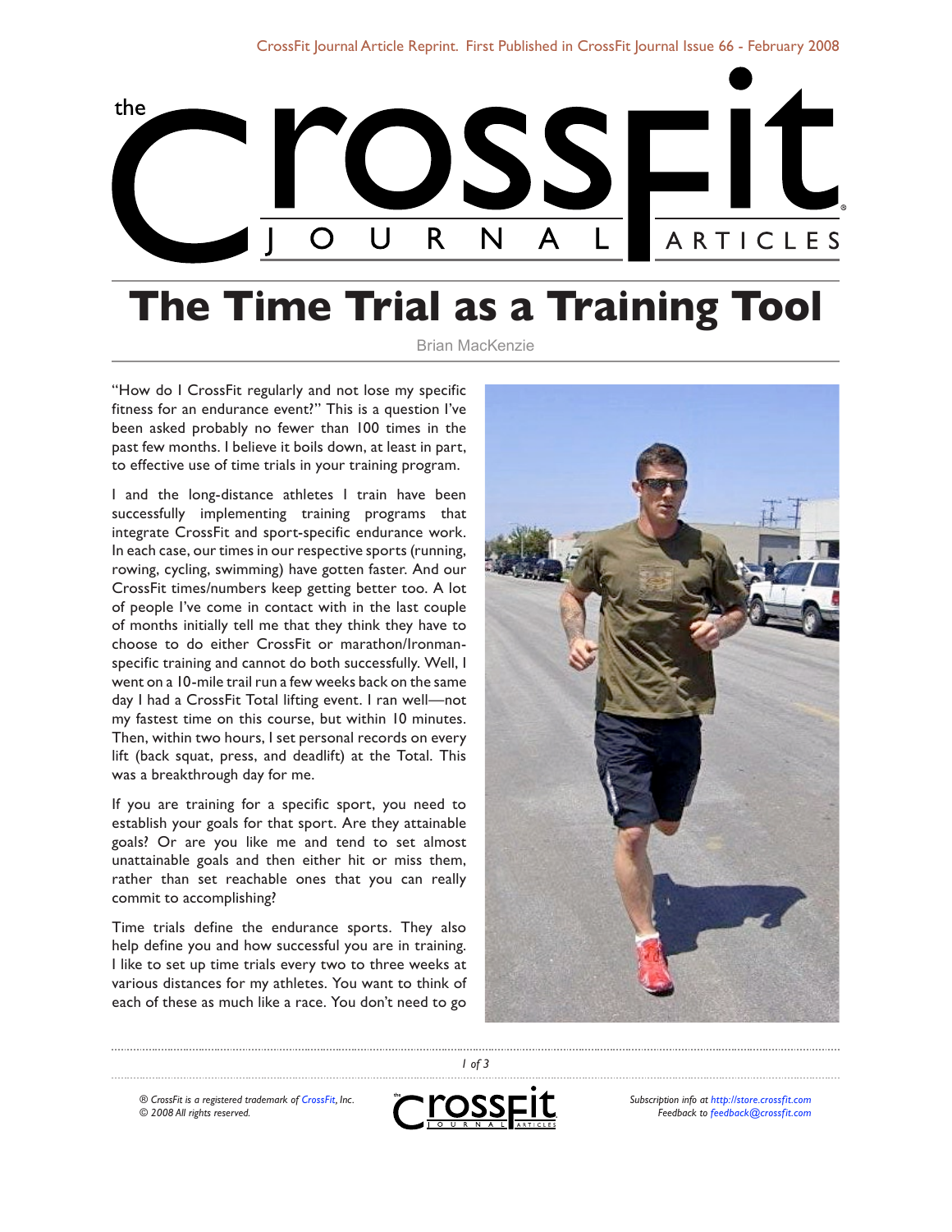# The Time Trial as a Training Tool

Brian MacKenzie

"How do I CrossFit regularly and not lose my specific fitness for an endurance event?" This is a question I've been asked probably no fewer than 100 times in the past few months. I believe it boils down, at least in part, to effective use of time trials in your training program.

I and the long-distance athletes I train have been successfully implementing training programs that integrate CrossFit and sport-specific endurance work. In each case, our times in our respective sports (running, rowing, cycling, swimming) have gotten faster. And our CrossFit times/numbers keep getting better too. A lot of people I've come in contact with in the last couple of months initially tell me that they think they have to choose to do either CrossFit or marathon/Ironman-specific training and cannot do both successfully. Well, I went on a 10-mile trail run a few weeks back on the same day I had a CrossFit Total lifting event. I ran well—not my fastest time on this course, but within 10 minutes. Then, within two hours, I set personal records on every lift (back squat, press, and deadlift) at the Total. This was a breakthrough day for me.

If you are training for a specific sport, you need to establish your goals for that sport. Are they attainable goals? Or are you like me and tend to set almost unattainable goals and then either hit or miss them, rather than set reachable ones that you can really commit to accomplishing?

Time trials define the endurance sports. They also help define you and how successful you are in training. I like to set up time trials every two to three weeks at various distances for my athletes. You want to think of each of these as much like a race. You don't need to go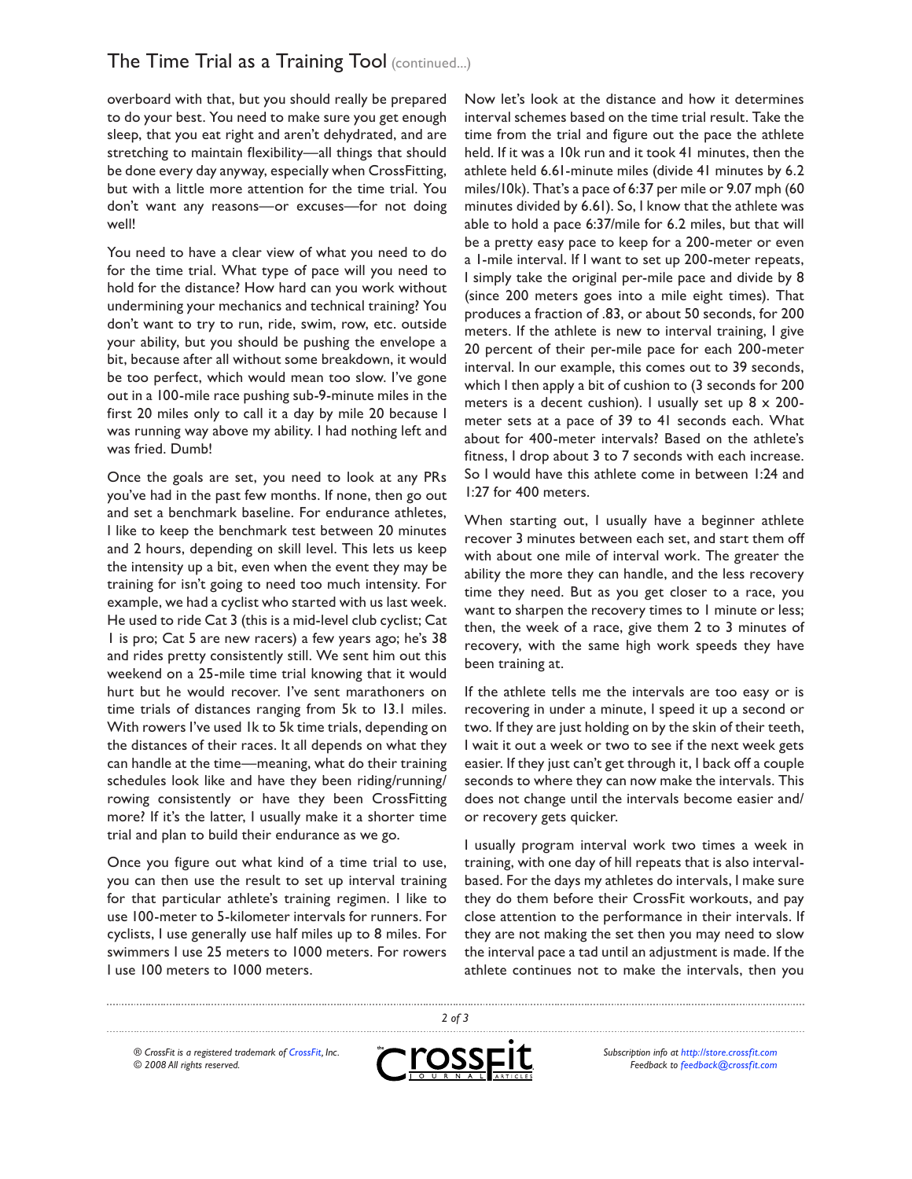overboard with that, but you should really be prepared to do your best. You need to make sure you get enough sleep, that you eat right and aren't dehydrated, and are stretching to maintain flexibility—all things that should be done every day anyway, especially when CrossFitting, but with a little more attention for the time trial. You don't want any reasons—or excuses—for not doing well!

You need to have a clear view of what you need to do for the time trial. What type of pace will you need to hold for the distance? How hard can you work without undermining your mechanics and technical training? You don't want to try to run, ride, swim, row, etc. outside your ability, but you should be pushing the envelope a bit, because after all without some breakdown, it would be too perfect, which would mean too slow. I've gone out in a 100-mile race pushing sub-9-minute miles in the first 20 miles only to call it a day by mile 20 because I was running way above my ability. I had nothing left and was fried. Dumb!

Once the goals are set, you need to look at any PRs you've had in the past few months. If none, then go out and set a benchmark baseline. For endurance athletes, I like to keep the benchmark test between 20 minutes and 2 hours, depending on skill level. This lets us keep the intensity up a bit, even when the event they may be training for isn't going to need too much intensity. For example, we had a cyclist who started with us last week. He used to ride Cat 3 (this is a mid-level club cyclist; Cat 1 is pro; Cat 5 are new racers) a few years ago; he's 38 and rides pretty consistently still. We sent him out this weekend on a 25-mile time trial knowing that it would hurt but he would recover. I've sent marathoners on time trials of distances ranging from 5k to 13.1 miles. With rowers I've used 1k to 5k time trials, depending on the distances of their races. It all depends on what they can handle at the time—meaning, what do their training schedules look like and have they been riding/running/rowing consistently or have they been CrossFitting more? If it's the latter, I usually make it a shorter time trial and plan to build their endurance as we go.

Once you figure out what kind of a time trial to use, you can then use the result to set up interval training for that particular athlete's training regimen. I like to use 100-meter to 5-kilometer intervals for runners. For cyclists, I use generally use half miles up to 8 miles. For swimmers I use 25 meters to 1000 meters. For rowers I use 100 meters to 1000 meters.

Now let's look at the distance and how it determines interval schemes based on the time trial result. Take the time from the trial and figure out the pace the athlete held. If it was a 10k run and it took 41 minutes, then the athlete held 6.61-minute miles (divide 41 minutes by 6.2 miles/10k). That's a pace of 6:37 per mile or 9.07 mph (60 minutes divided by 6.61). So, I know that the athlete was able to hold a pace 6:37/mile for 6.2 miles, but that will be a pretty easy pace to keep for a 200-meter or even a 1-mile interval. If I want to set up 200-meter repeats, I simply take the original per-mile pace and divide by 8 (since 200 meters goes into a mile eight times). That produces a fraction of .83, or about 50 seconds, for 200 meters. If the athlete is new to interval training, I give 20 percent of their per-mile pace for each 200-meter interval. In our example, this comes out to 39 seconds, which I then apply a bit of cushion to (3 seconds for 200 meters is a decent cushion). I usually set up 8 x 200-meter sets at a pace of 39 to 41 seconds each. What about for 400-meter intervals? Based on the athlete's fitness, I drop about 3 to 7 seconds with each increase. So I would have this athlete come in between 1:24 and 1:27 for 400 meters.

When starting out, I usually have a beginner athlete recover 3 minutes between each set, and start them off with about one mile of interval work. The greater the ability the more they can handle, and the less recovery time they need. But as you get closer to a race, you want to sharpen the recovery times to 1 minute or less; then, the week of a race, give them 2 to 3 minutes of recovery, with the same high work speeds they have been training at.

If the athlete tells me the intervals are too easy or is recovering in under a minute, I speed it up a second or two. If they are just holding on by the skin of their teeth, I wait it out a week or two to see if the next week gets easier. If they just can't get through it, I back off a couple seconds to where they can now make the intervals. This does not change until the intervals become easier and/or recovery gets quicker.

I usually program interval work two times a week in training, with one day of hill repeats that is also interval-based. For the days my athletes do intervals, I make sure they do them before their CrossFit workouts, and pay close attention to the performance in their intervals. If they are not making the set then you may need to slow the interval pace a tad until an adjustment is made. If the athlete continues not to make the intervals, then you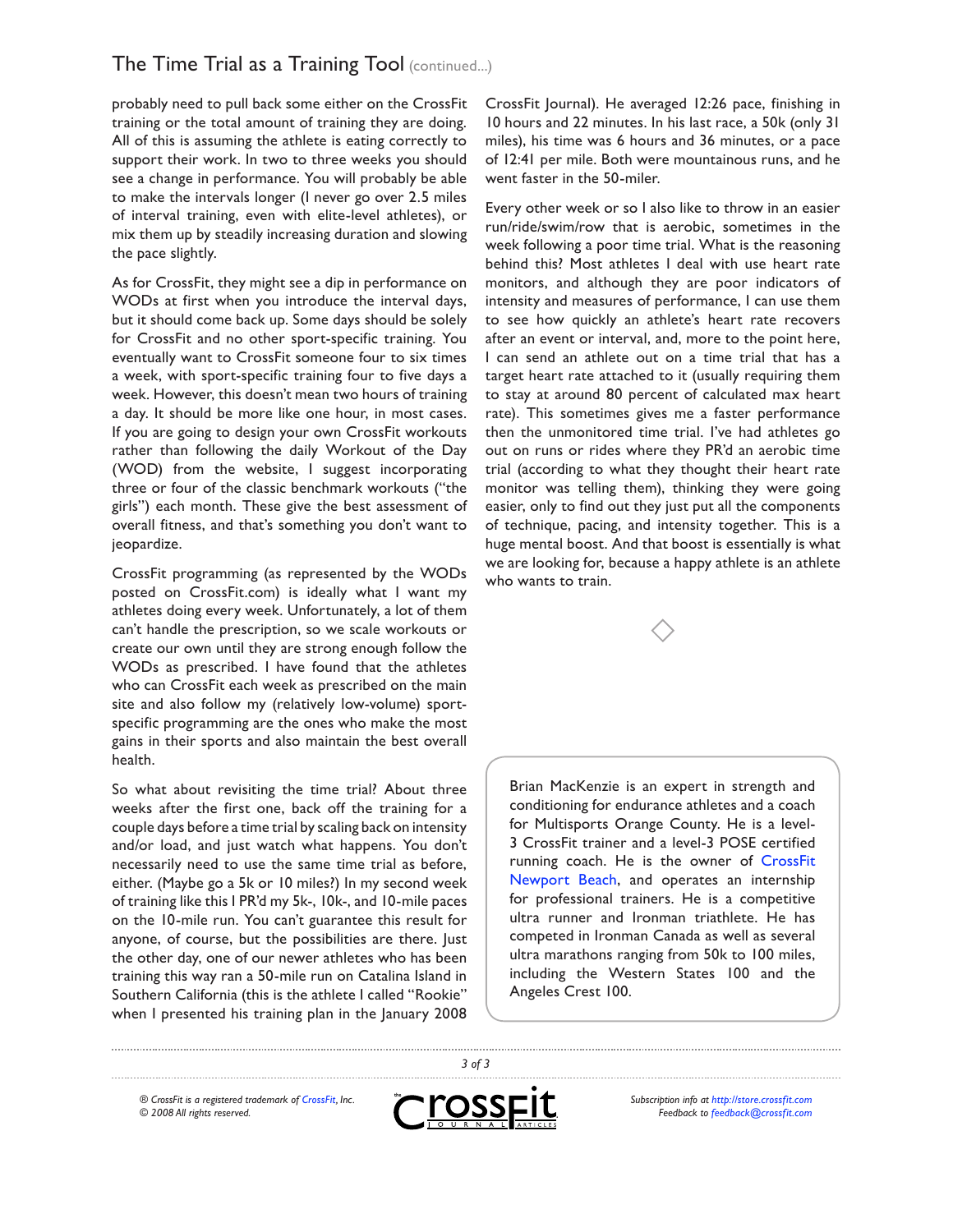probably need to pull back some either on the CrossFit training or the total amount of training they are doing. All of this is assuming the athlete is eating correctly to support their work. In two to three weeks you should see a change in performance. You will probably be able to make the intervals longer (I never go over 2.5 miles of interval training, even with elite-level athletes), or mix them up by steadily increasing duration and slowing the pace slightly.

As for CrossFit, they might see a dip in performance on WODs at first when you introduce the interval days, but it should come back up. Some days should be solely for CrossFit and no other sport-specific training. You eventually want to CrossFit someone four to six times a week, with sport-specific training four to five days a week. However, this doesn't mean two hours of training a day. It should be more like one hour, in most cases. If you are going to design your own CrossFit workouts rather than following the daily Workout of the Day (WOD) from the website, I suggest incorporating three or four of the classic benchmark workouts ("the girls") each month. These give the best assessment of overall fitness, and that's something you don't want to jeopardize.

CrossFit programming (as represented by the WODs posted on CrossFit.com) is ideally what I want my athletes doing every week. Unfortunately, a lot of them can't handle the prescription, so we scale workouts or create our own until they are strong enough follow the WODs as prescribed. I have found that the athletes who can CrossFit each week as prescribed on the main site and also follow my (relatively low-volume) sport-specific programming are the ones who make the most gains in their sports and also maintain the best overall health.

So what about revisiting the time trial? About three weeks after the first one, back off the training for a couple days before a time trial by scaling back on intensity and/or load, and just watch what happens. You don't necessarily need to use the same time trial as before, either. (Maybe go a 5k or 10 miles?) In my second week of training like this I PR'd my 5k-, 10k-, and 10-mile paces on the 10-mile run. You can't guarantee this result for anyone, of course, but the possibilities are there. Just the other day, one of our newer athletes who has been training this way ran a 50-mile run on Catalina Island in Southern California (this is the athlete I called "Rookie" when I presented his training plan in the January 2008 CrossFit Journal). He averaged 12:26 pace, finishing in 10 hours and 22 minutes. In his last race, a 50k (only 31 miles), his time was 6 hours and 36 minutes, or a pace of 12:41 per mile. Both were mountainous runs, and he went faster in the 50-miler.

Every other week or so I also like to throw in an easier run/ride/swim/row that is aerobic, sometimes in the week following a poor time trial. What is the reasoning behind this? Most athletes I deal with use heart rate monitors, and although they are poor indicators of intensity and measures of performance, I can use them to see how quickly an athlete's heart rate recovers after an event or interval, and, more to the point here, I can send an athlete out on a time trial that has a target heart rate attached to it (usually requiring them to stay at around 80 percent of calculated max heart rate). This sometimes gives me a faster performance then the unmonitored time trial. I've had athletes go out on runs or rides where they PR'd an aerobic time trial (according to what they thought their heart rate monitor was telling them), thinking they were going easier, only to find out they just put all the components of technique, pacing, and intensity together. This is a huge mental boost. And that boost is essentially is what we are looking for, because a happy athlete is an athlete who wants to train.

◇

Brian MacKenzie is an expert in strength and conditioning for endurance athletes and a coach for Multisports Orange County. He is a level-3 CrossFit trainer and a level-3 POSE certified running coach. He is the owner of CrossFit Newport Beach, and operates an internship for professional trainers. He is a competitive ultra runner and Ironman triathlete. He has competed in Ironman Canada as well as several ultra marathons ranging from 50k to 100 miles, including the Western States 100 and the Angeles Crest 100.